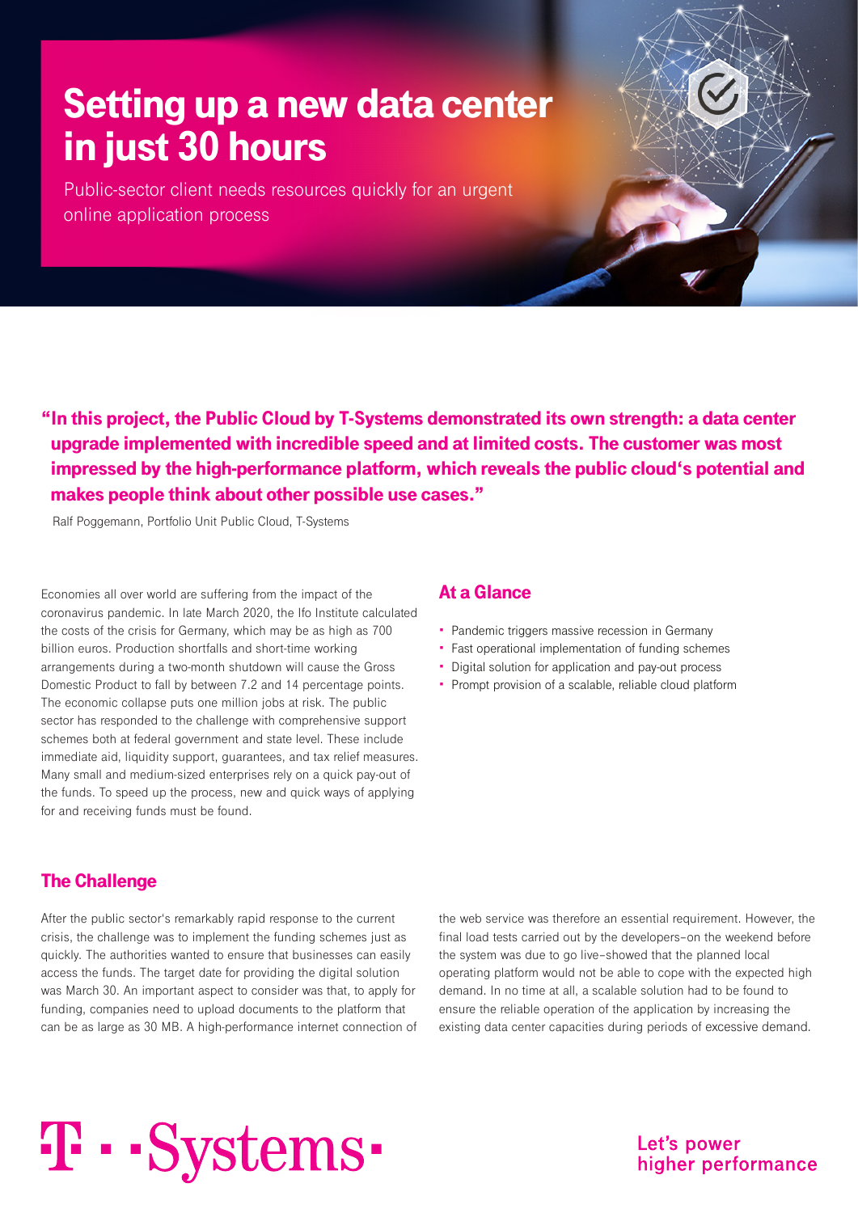# Setting up a new data center in just 30 hours

Public-sector client needs resources quickly for an urgent online application process

**"In this project, the Public Cloud by T-Systems demonstrated its own strength: a data center upgrade implemented with incredible speed and at limited costs. The customer was most impressed by the high-performance platform, which reveals the public cloud's potential and makes people think about other possible use cases."**

Ralf Poggemann, Portfolio Unit Public Cloud, T-Systems

Economies all over world are suffering from the impact of the coronavirus pandemic. In late March 2020, the Ifo Institute calculated the costs of the crisis for Germany, which may be as high as 700 billion euros. Production shortfalls and short-time working arrangements during a two-month shutdown will cause the Gross Domestic Product to fall by between 7.2 and 14 percentage points. The economic collapse puts one million jobs at risk. The public sector has responded to the challenge with comprehensive support schemes both at federal government and state level. These include immediate aid, liquidity support, guarantees, and tax relief measures. Many small and medium-sized enterprises rely on a quick pay-out of the funds. To speed up the process, new and quick ways of applying for and receiving funds must be found.

## At a Glance

- Pandemic triggers massive recession in Germany
- Fast operational implementation of funding schemes
- Digital solution for application and pay-out process
- Prompt provision of a scalable, reliable cloud platform

## The Challenge

After the public sector's remarkably rapid response to the current crisis, the challenge was to implement the funding schemes just as quickly. The authorities wanted to ensure that businesses can easily access the funds. The target date for providing the digital solution was March 30. An important aspect to consider was that, to apply for funding, companies need to upload documents to the platform that can be as large as 30 MB. A high-performance internet connection of the web service was therefore an essential requirement. However, the final load tests carried out by the developers–on the weekend before the system was due to go live–showed that the planned local operating platform would not be able to cope with the expected high demand. In no time at all, a scalable solution had to be found to ensure the reliable operation of the application by increasing the existing data center capacities during periods of excessive demand.

T-Systems

Let's power higher performance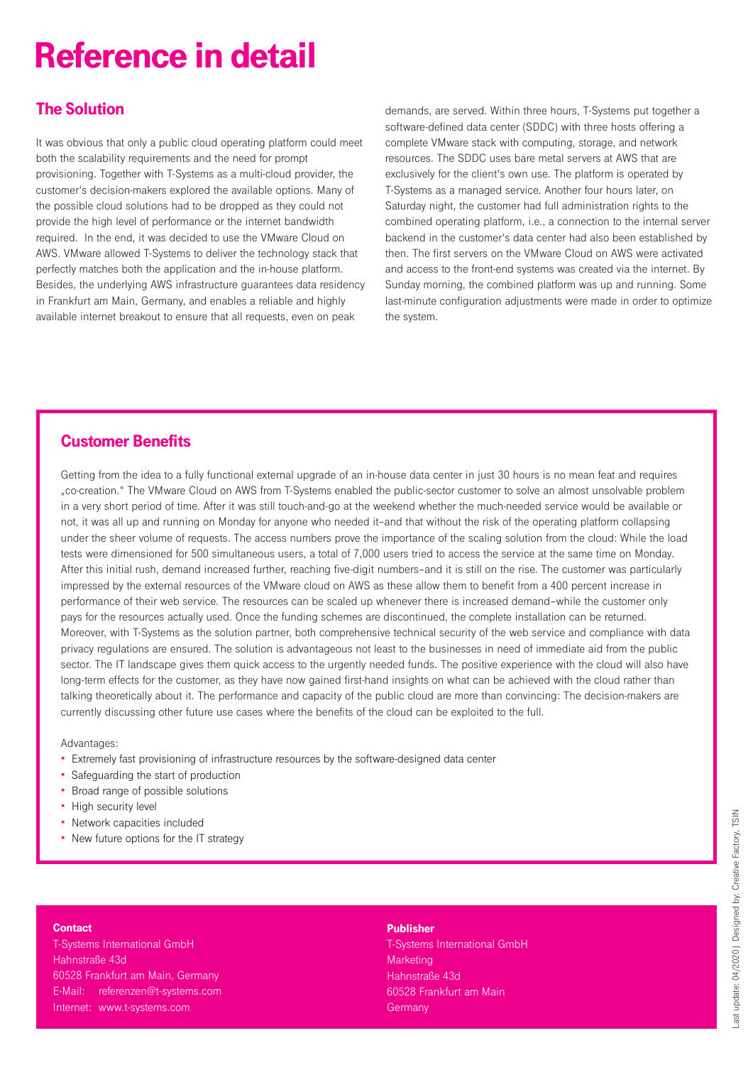# Reference in detail

## The Solution

It was obvious that only a public cloud operating platform could meet both the scalability requirements and the need for prompt provisioning. Together with T-Systems as a multi-cloud provider, the customer's decision-makers explored the available options. Many of the possible cloud solutions had to be dropped as they could not provide the high level of performance or the internet bandwidth required. In the end, it was decided to use the VMware Cloud on AWS. VMware allowed T-Systems to deliver the technology stack that perfectly matches both the application and the in-house platform. Besides, the underlying AWS infrastructure guarantees data residency in Frankfurt am Main, Germany, and enables a reliable and highly available internet breakout to ensure that all requests, even on peak demands, are served. Within three hours, T-Systems put together a software-defined data center (SDDC) with three hosts offering a complete VMware stack with computing, storage, and network resources. The SDDC uses bare metal servers at AWS that are exclusively for the client's own use. The platform is operated by T-Systems as a managed service. Another four hours later, on Saturday night, the customer had full administration rights to the combined operating platform, i.e., a connection to the internal server backend in the customer's data center had also been established by then. The first servers on the VMware Cloud on AWS were activated and access to the front-end systems was created via the internet. By Sunday morning, the combined platform was up and running. Some last-minute configuration adjustments were made in order to optimize the system.

## Customer Benefits

Getting from the idea to a fully functional external upgrade of an in-house data center in just 30 hours is no mean feat and requires „co-creation." The VMware Cloud on AWS from T-Systems enabled the public-sector customer to solve an almost unsolvable problem in a very short period of time. After it was still touch-and-go at the weekend whether the much-needed service would be available or not, it was all up and running on Monday for anyone who needed it–and that without the risk of the operating platform collapsing under the sheer volume of requests. The access numbers prove the importance of the scaling solution from the cloud: While the load tests were dimensioned for 500 simultaneous users, a total of 7,000 users tried to access the service at the same time on Monday. After this initial rush, demand increased further, reaching five-digit numbers–and it is still on the rise. The customer was particularly impressed by the external resources of the VMware cloud on AWS as these allow them to benefit from a 400 percent increase in performance of their web service. The resources can be scaled up whenever there is increased demand–while the customer only pays for the resources actually used. Once the funding schemes are discontinued, the complete installation can be returned. Moreover, with T-Systems as the solution partner, both comprehensive technical security of the web service and compliance with data privacy regulations are ensured. The solution is advantageous not least to the businesses in need of immediate aid from the public sector. The IT landscape gives them quick access to the urgently needed funds. The positive experience with the cloud will also have long-term effects for the customer, as they have now gained first-hand insights on what can be achieved with the cloud rather than talking theoretically about it. The performance and capacity of the public cloud are more than convincing: The decision-makers are currently discussing other future use cases where the benefits of the cloud can be exploited to the full.

Advantages:

- Extremely fast provisioning of infrastructure resources by the software-designed data center
- Safeguarding the start of production
- Broad range of possible solutions
- High security level
- Network capacities included
- New future options for the IT strategy

**Contact**
T-Systems International GmbH
Hahnstraße 43d
60528 Frankfurt am Main, Germany
E-Mail: referenzen@t-systems.com
Internet: www.t-systems.com

**Publisher**
T-Systems International GmbH
Marketing
Hahnstraße 43d
60528 Frankfurt am Main
Germany

Last update: 04/2020 | Designed by: Creative Factory, TSIN